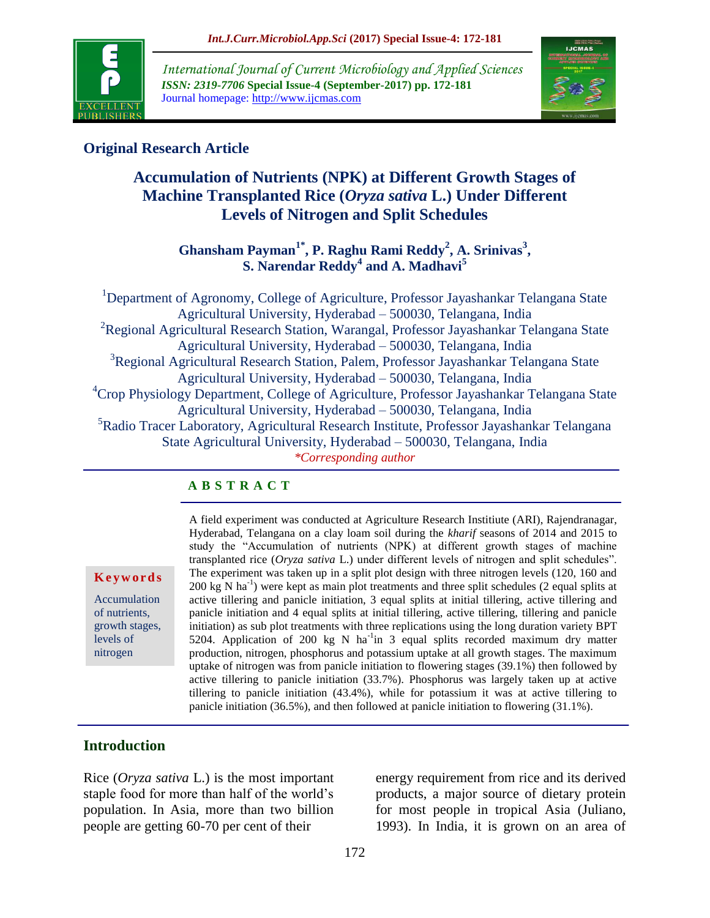## Original Research Article

# Accumulation of Nutrients (NPK) at Different Growth Stages of Machine Transplanted Rice (*Oryza sativa* L.) Under Different Levels of Nitrogen and Split Schedules

**Ghansham Payman[1*], P. Raghu Rami Reddy[2], A. Srinivas[3], S. Narendar Reddy[4] and A. Madhavi[5]**

[1]Department of Agronomy, College of Agriculture, Professor Jayashankar Telangana State Agricultural University, Hyderabad – 500030, Telangana, India
[2]Regional Agricultural Research Station, Warangal, Professor Jayashankar Telangana State Agricultural University, Hyderabad – 500030, Telangana, India
[3]Regional Agricultural Research Station, Palem, Professor Jayashankar Telangana State Agricultural University, Hyderabad – 500030, Telangana, India
[4]Crop Physiology Department, College of Agriculture, Professor Jayashankar Telangana State Agricultural University, Hyderabad – 500030, Telangana, India
[5]Radio Tracer Laboratory, Agricultural Research Institute, Professor Jayashankar Telangana State Agricultural University, Hyderabad – 500030, Telangana, India

*\*Corresponding author*

## A B S T R A C T

**Keywords**

Accumulation of nutrients, growth stages, levels of nitrogen

A field experiment was conducted at Agriculture Research Institute (ARI), Rajendranagar, Hyderabad, Telangana on a clay loam soil during the *kharif* seasons of 2014 and 2015 to study the "Accumulation of nutrients (NPK) at different growth stages of machine transplanted rice (*Oryza sativa* L.) under different levels of nitrogen and split schedules". The experiment was taken up in a split plot design with three nitrogen levels (120, 160 and 200 kg N ha$^{-1}$) were kept as main plot treatments and three split schedules (2 equal splits at active tillering and panicle initiation, 3 equal splits at initial tillering, active tillering and panicle initiation and 4 equal splits at initial tillering, active tillering, tillering and panicle initiation) as sub plot treatments with three replications using the long duration variety BPT 5204. Application of 200 kg N ha$^{-1}$in 3 equal splits recorded maximum dry matter production, nitrogen, phosphorus and potassium uptake at all growth stages. The maximum uptake of nitrogen was from panicle initiation to flowering stages (39.1%) then followed by active tillering to panicle initiation (33.7%). Phosphorus was largely taken up at active tillering to panicle initiation (43.4%), while for potassium it was at active tillering to panicle initiation (36.5%), and then followed at panicle initiation to flowering (31.1%).

## Introduction

Rice (*Oryza sativa* L.) is the most important staple food for more than half of the world's population. In Asia, more than two billion people are getting 60-70 per cent of their energy requirement from rice and its derived products, a major source of dietary protein for most people in tropical Asia (Juliano, 1993). In India, it is grown on an area of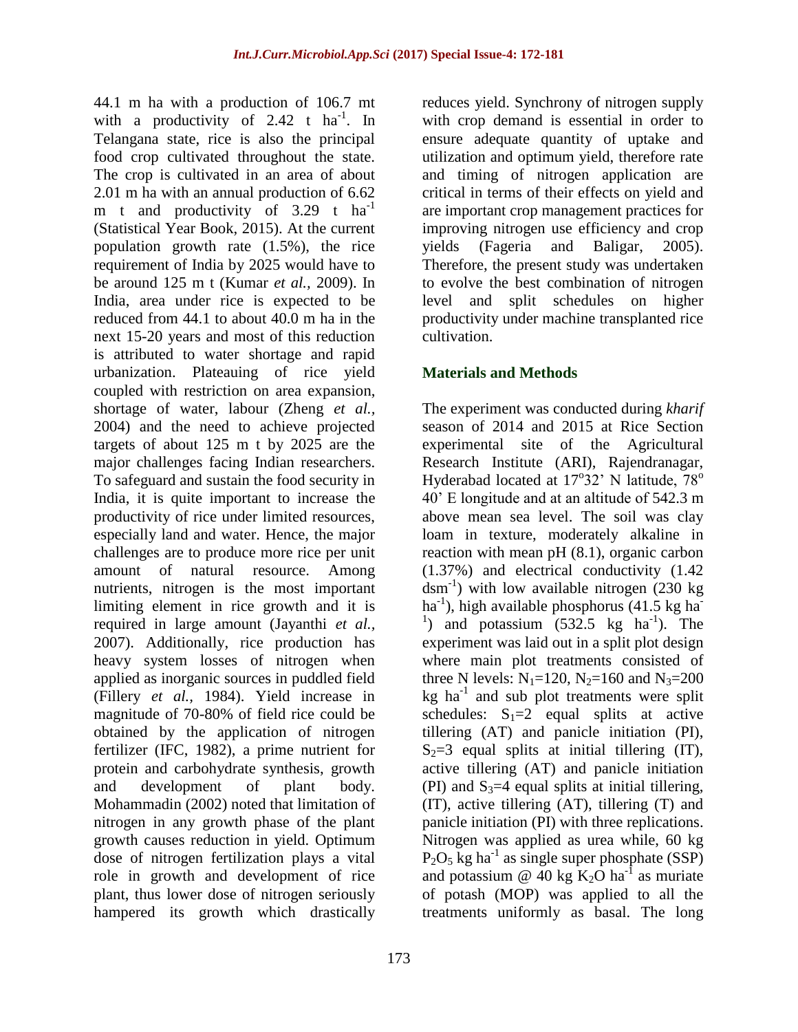44.1 m ha with a production of 106.7 mt with a productivity of 2.42 t $ha^{-1}$. In Telangana state, rice is also the principal food crop cultivated throughout the state. The crop is cultivated in an area of about 2.01 m ha with an annual production of 6.62 m t and productivity of 3.29 t $ha^{-1}$ (Statistical Year Book, 2015). At the current population growth rate (1.5%), the rice requirement of India by 2025 would have to be around 125 m t (Kumar *et al.,* 2009). In India, area under rice is expected to be reduced from 44.1 to about 40.0 m ha in the next 15-20 years and most of this reduction is attributed to water shortage and rapid urbanization. Plateauing of rice yield coupled with restriction on area expansion, shortage of water, labour (Zheng *et al.,* 2004) and the need to achieve projected targets of about 125 m t by 2025 are the major challenges facing Indian researchers. To safeguard and sustain the food security in India, it is quite important to increase the productivity of rice under limited resources, especially land and water. Hence, the major challenges are to produce more rice per unit amount of natural resource. Among nutrients, nitrogen is the most important limiting element in rice growth and it is required in large amount (Jayanthi *et al.,* 2007). Additionally, rice production has heavy system losses of nitrogen when applied as inorganic sources in puddled field (Fillery *et al.,* 1984). Yield increase in magnitude of 70-80% of field rice could be obtained by the application of nitrogen fertilizer (IFC, 1982), a prime nutrient for protein and carbohydrate synthesis, growth and development of plant body. Mohammadin (2002) noted that limitation of nitrogen in any growth phase of the plant growth causes reduction in yield. Optimum dose of nitrogen fertilization plays a vital role in growth and development of rice plant, thus lower dose of nitrogen seriously hampered its growth which drastically reduces yield. Synchrony of nitrogen supply with crop demand is essential in order to ensure adequate quantity of uptake and utilization and optimum yield, therefore rate and timing of nitrogen application are critical in terms of their effects on yield and are important crop management practices for improving nitrogen use efficiency and crop yields (Fageria and Baligar, 2005). Therefore, the present study was undertaken to evolve the best combination of nitrogen level and split schedules on higher productivity under machine transplanted rice cultivation.

## Materials and Methods

The experiment was conducted during *kharif* season of 2014 and 2015 at Rice Section experimental site of the Agricultural Research Institute (ARI), Rajendranagar, Hyderabad located at $17^{o}32'$ N latitude, $78^{o}$ $40'$ E longitude and at an altitude of 542.3 m above mean sea level. The soil was clay loam in texture, moderately alkaline in reaction with mean pH (8.1), organic carbon (1.37%) and electrical conductivity (1.42 $dsm^{-1}$) with low available nitrogen (230 kg $ha^{-1}$), high available phosphorus (41.5 kg $ha^{-1}$) and potassium (532.5 kg $ha^{-1}$). The experiment was laid out in a split plot design where main plot treatments consisted of three N levels: $N_1$=120, $N_2$=160 and $N_3$=200 kg $ha^{-1}$ and sub plot treatments were split schedules: $S_1$=2 equal splits at active tillering (AT) and panicle initiation (PI), $S_2$=3 equal splits at initial tillering (IT), active tillering (AT) and panicle initiation (PI) and $S_3$=4 equal splits at initial tillering, (IT), active tillering (AT), tillering (T) and panicle initiation (PI) with three replications. Nitrogen was applied as urea while, 60 kg $P_2O_5$ kg $ha^{-1}$ as single super phosphate (SSP) and potassium @ 40 kg $K_2O$ $ha^{-1}$ as muriate of potash (MOP) was applied to all the treatments uniformly as basal. The long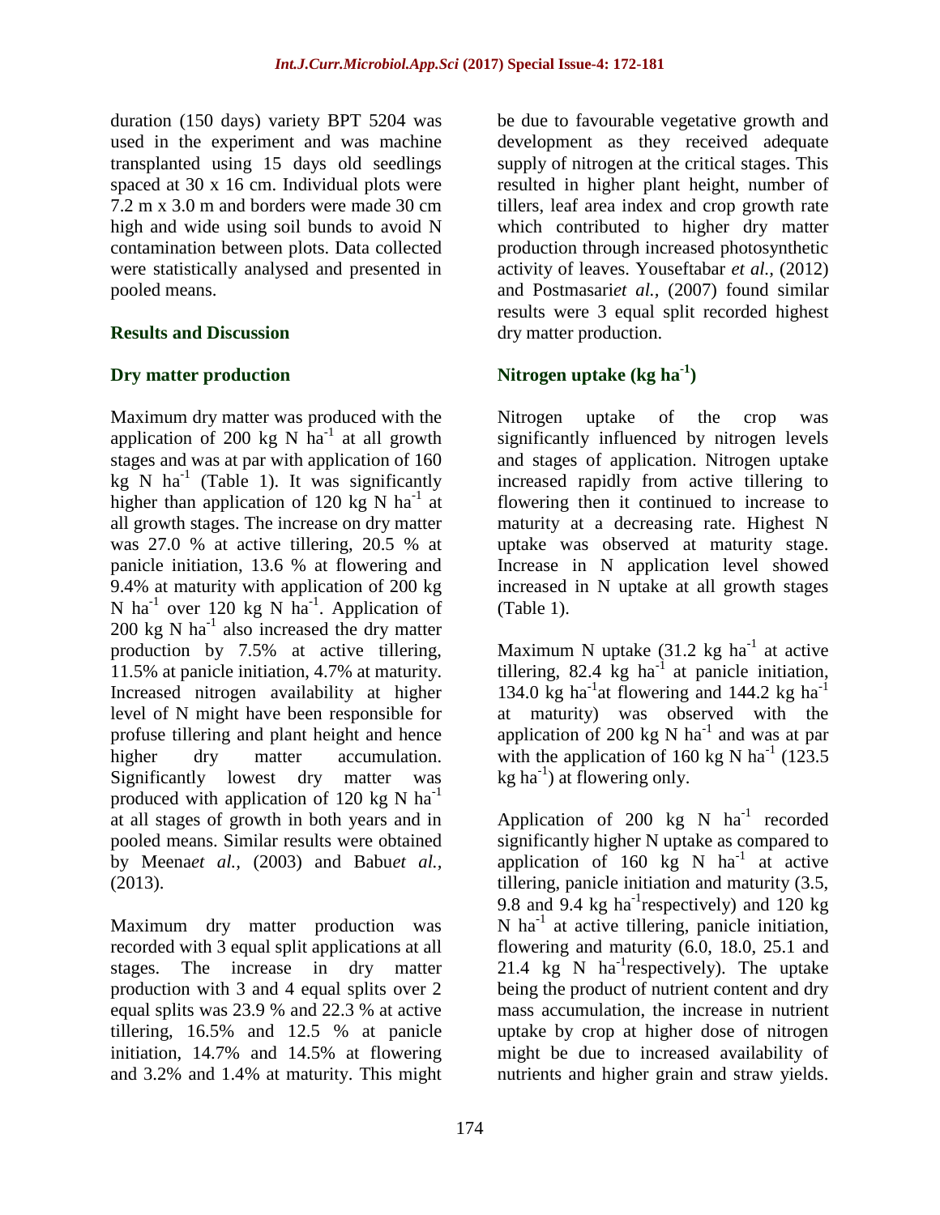duration (150 days) variety BPT 5204 was used in the experiment and was machine transplanted using 15 days old seedlings spaced at 30 x 16 cm. Individual plots were 7.2 m x 3.0 m and borders were made 30 cm high and wide using soil bunds to avoid N contamination between plots. Data collected were statistically analysed and presented in pooled means.

## Results and Discussion

### Dry matter production

Maximum dry matter was produced with the application of 200 kg N $ha^{-1}$ at all growth stages and was at par with application of 160 kg N $ha^{-1}$ (Table 1). It was significantly higher than application of 120 kg N $ha^{-1}$ at all growth stages. The increase on dry matter was 27.0 % at active tillering, 20.5 % at panicle initiation, 13.6 % at flowering and 9.4% at maturity with application of 200 kg N $ha^{-1}$ over 120 kg N $ha^{-1}$. Application of 200 kg N $ha^{-1}$ also increased the dry matter production by 7.5% at active tillering, 11.5% at panicle initiation, 4.7% at maturity. Increased nitrogen availability at higher level of N might have been responsible for profuse tillering and plant height and hence higher dry matter accumulation. Significantly lowest dry matter was produced with application of 120 kg N $ha^{-1}$ at all stages of growth in both years and in pooled means. Similar results were obtained by Meena*et al.,* (2003) and Babu*et al.,* (2013).

Maximum dry matter production was recorded with 3 equal split applications at all stages. The increase in dry matter production with 3 and 4 equal splits over 2 equal splits was 23.9 % and 22.3 % at active tillering, 16.5% and 12.5 % at panicle initiation, 14.7% and 14.5% at flowering and 3.2% and 1.4% at maturity. This might be due to favourable vegetative growth and development as they received adequate supply of nitrogen at the critical stages. This resulted in higher plant height, number of tillers, leaf area index and crop growth rate which contributed to higher dry matter production through increased photosynthetic activity of leaves. Youseftabar *et al.,* (2012) and Postmasari*et al.,* (2007) found similar results were 3 equal split recorded highest dry matter production.

### Nitrogen uptake (kg $ha^{-1}$)

Nitrogen uptake of the crop was significantly influenced by nitrogen levels and stages of application. Nitrogen uptake increased rapidly from active tillering to flowering then it continued to increase to maturity at a decreasing rate. Highest N uptake was observed at maturity stage. Increase in N application level showed increased in N uptake at all growth stages (Table 1).

Maximum N uptake (31.2 kg $ha^{-1}$ at active tillering, 82.4 kg $ha^{-1}$ at panicle initiation, 134.0 kg $ha^{-1}$at flowering and 144.2 kg $ha^{-1}$ at maturity) was observed with the application of 200 kg N $ha^{-1}$ and was at par with the application of 160 kg N $ha^{-1}$ (123.5 kg $ha^{-1}$) at flowering only.

Application of 200 kg N $ha^{-1}$ recorded significantly higher N uptake as compared to application of 160 kg N $ha^{-1}$ at active tillering, panicle initiation and maturity (3.5, 9.8 and 9.4 kg $ha^{-1}$respectively) and 120 kg N $ha^{-1}$ at active tillering, panicle initiation, flowering and maturity (6.0, 18.0, 25.1 and 21.4 kg N $ha^{-1}$respectively). The uptake being the product of nutrient content and dry mass accumulation, the increase in nutrient uptake by crop at higher dose of nitrogen might be due to increased availability of nutrients and higher grain and straw yields.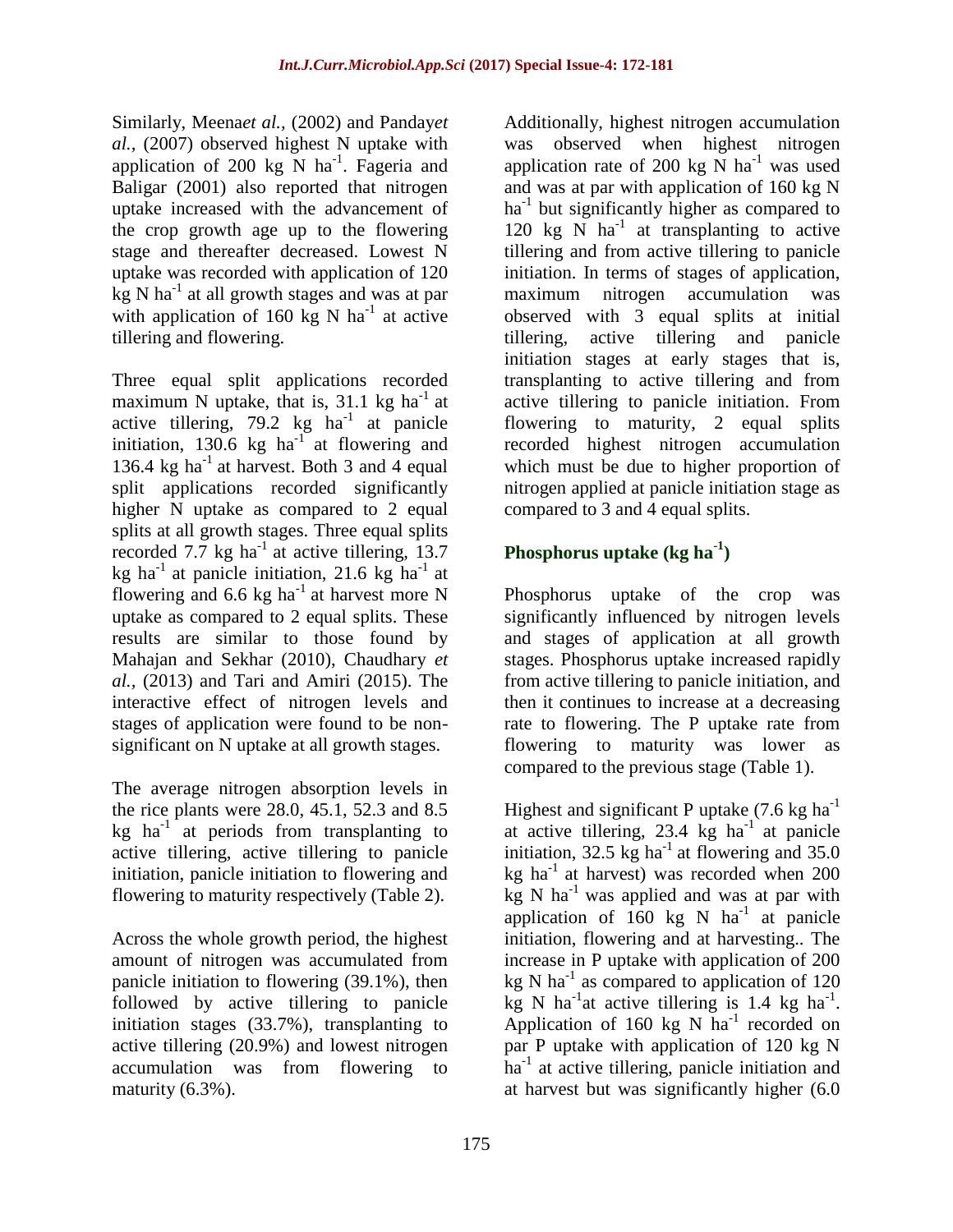Similarly, Meena*et al.,* (2002) and Panday*et al.,* (2007) observed highest N uptake with application of 200 kg N $ha^{-1}$. Fageria and Baligar (2001) also reported that nitrogen uptake increased with the advancement of the crop growth age up to the flowering stage and thereafter decreased. Lowest N uptake was recorded with application of 120 kg N $ha^{-1}$ at all growth stages and was at par with application of 160 kg N $ha^{-1}$ at active tillering and flowering.

Three equal split applications recorded maximum N uptake, that is, 31.1 kg $ha^{-1}$ at active tillering, 79.2 kg $ha^{-1}$ at panicle initiation, 130.6 kg $ha^{-1}$ at flowering and 136.4 kg $ha^{-1}$ at harvest. Both 3 and 4 equal split applications recorded significantly higher N uptake as compared to 2 equal splits at all growth stages. Three equal splits recorded 7.7 kg $ha^{-1}$ at active tillering, 13.7 kg $ha^{-1}$ at panicle initiation, 21.6 kg $ha^{-1}$ at flowering and 6.6 kg $ha^{-1}$ at harvest more N uptake as compared to 2 equal splits. These results are similar to those found by Mahajan and Sekhar (2010), Chaudhary *et al.,* (2013) and Tari and Amiri (2015). The interactive effect of nitrogen levels and stages of application were found to be non-significant on N uptake at all growth stages.

The average nitrogen absorption levels in the rice plants were 28.0, 45.1, 52.3 and 8.5 kg $ha^{-1}$ at periods from transplanting to active tillering, active tillering to panicle initiation, panicle initiation to flowering and flowering to maturity respectively (Table 2).

Across the whole growth period, the highest amount of nitrogen was accumulated from panicle initiation to flowering (39.1%), then followed by active tillering to panicle initiation stages (33.7%), transplanting to active tillering (20.9%) and lowest nitrogen accumulation was from flowering to maturity (6.3%).

Additionally, highest nitrogen accumulation was observed when highest nitrogen application rate of 200 kg N $ha^{-1}$ was used and was at par with application of 160 kg N $ha^{-1}$ but significantly higher as compared to 120 kg N $ha^{-1}$ at transplanting to active tillering and from active tillering to panicle initiation. In terms of stages of application, maximum nitrogen accumulation was observed with 3 equal splits at initial tillering, active tillering and panicle initiation stages at early stages that is, transplanting to active tillering and from active tillering to panicle initiation. From flowering to maturity, 2 equal splits recorded highest nitrogen accumulation which must be due to higher proportion of nitrogen applied at panicle initiation stage as compared to 3 and 4 equal splits.

## Phosphorus uptake (kg $ha^{-1}$)

Phosphorus uptake of the crop was significantly influenced by nitrogen levels and stages of application at all growth stages. Phosphorus uptake increased rapidly from active tillering to panicle initiation, and then it continues to increase at a decreasing rate to flowering. The P uptake rate from flowering to maturity was lower as compared to the previous stage (Table 1).

Highest and significant P uptake (7.6 kg $ha^{-1}$ at active tillering, 23.4 kg $ha^{-1}$ at panicle initiation, 32.5 kg $ha^{-1}$ at flowering and 35.0 kg $ha^{-1}$ at harvest) was recorded when 200 kg N $ha^{-1}$ was applied and was at par with application of 160 kg N $ha^{-1}$ at panicle initiation, flowering and at harvesting.. The increase in P uptake with application of 200 kg N $ha^{-1}$ as compared to application of 120 kg N $ha^{-1}$at active tillering is 1.4 kg $ha^{-1}$. Application of 160 kg N $ha^{-1}$ recorded on par P uptake with application of 120 kg N $ha^{-1}$ at active tillering, panicle initiation and at harvest but was significantly higher (6.0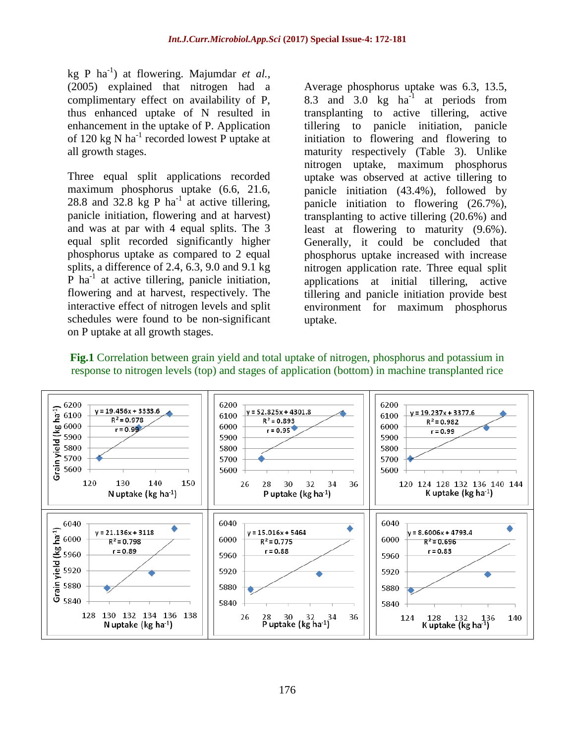kg P ha$^{-1}$) at flowering. Majumdar *et al.*, (2005) explained that nitrogen had a complimentary effect on availability of P, thus enhanced uptake of N resulted in enhancement in the uptake of P. Application of 120 kg N ha$^{-1}$ recorded lowest P uptake at all growth stages.

Three equal split applications recorded maximum phosphorus uptake (6.6, 21.6, 28.8 and 32.8 kg P ha$^{-1}$ at active tillering, panicle initiation, flowering and at harvest) and was at par with 4 equal splits. The 3 equal split recorded significantly higher phosphorus uptake as compared to 2 equal splits, a difference of 2.4, 6.3, 9.0 and 9.1 kg P ha$^{-1}$ at active tillering, panicle initiation, flowering and at harvest, respectively. The interactive effect of nitrogen levels and split schedules were found to be non-significant on P uptake at all growth stages.

Average phosphorus uptake was 6.3, 13.5, 8.3 and 3.0 kg ha$^{-1}$ at periods from transplanting to active tillering, active tillering to panicle initiation, panicle initiation to flowering and flowering to maturity respectively (Table 3). Unlike nitrogen uptake, maximum phosphorus uptake was observed at active tillering to panicle initiation (43.4%), followed by panicle initiation to flowering (26.7%), transplanting to active tillering (20.6%) and least at flowering to maturity (9.6%). Generally, it could be concluded that phosphorus uptake increased with increase nitrogen application rate. Three equal split applications at initial tillering, active tillering and panicle initiation provide best environment for maximum phosphorus uptake.

**Fig.1** Correlation between grain yield and total uptake of nitrogen, phosphorus and potassium in response to nitrogen levels (top) and stages of application (bottom) in machine transplanted rice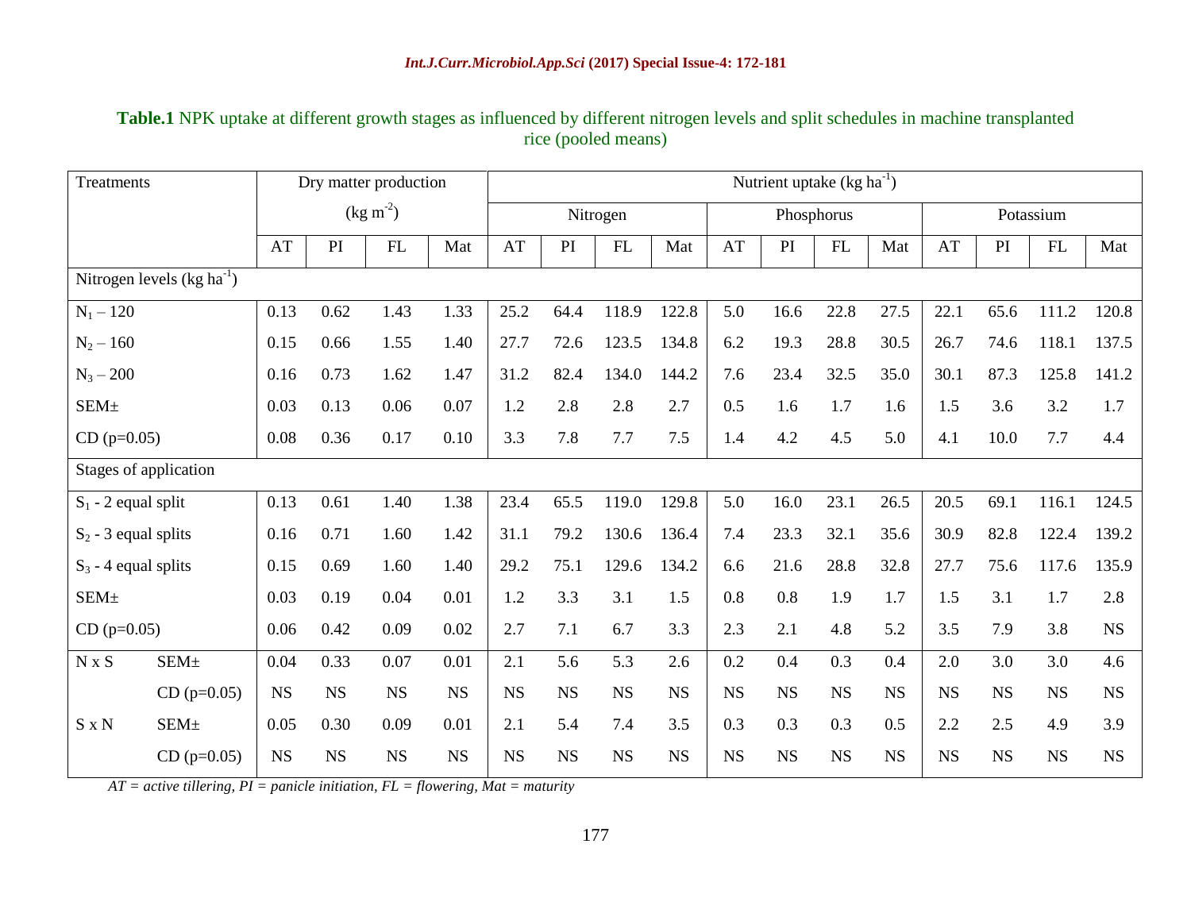**Table.1** NPK uptake at different growth stages as influenced by different nitrogen levels and split schedules in machine transplanted rice (pooled means)

| Treatments | | Dry matter production ($kg\ m^{-2}$) | | | | Nutrient uptake ($kg\ ha^{-1}$) | | | | | | | | | | | |
|---|---|---|---|---|---|---|---|---|---|---|---|---|---|---|---|---|---|
| | | | | | | Nitrogen | | | | Phosphorus | | | | Potassium | | | |
| | | AT | PI | FL | Mat | AT | PI | FL | Mat | AT | PI | FL | Mat | AT | PI | FL | Mat |
| Nitrogen levels ($kg\ ha^{-1}$) | | | | | | | | | | | | | | | | | |
| $N_1$ – 120 | | 0.13 | 0.62 | 1.43 | 1.33 | 25.2 | 64.4 | 118.9 | 122.8 | 5.0 | 16.6 | 22.8 | 27.5 | 22.1 | 65.6 | 111.2 | 120.8 |
| $N_2$ – 160 | | 0.15 | 0.66 | 1.55 | 1.40 | 27.7 | 72.6 | 123.5 | 134.8 | 6.2 | 19.3 | 28.8 | 30.5 | 26.7 | 74.6 | 118.1 | 137.5 |
| $N_3$ – 200 | | 0.16 | 0.73 | 1.62 | 1.47 | 31.2 | 82.4 | 134.0 | 144.2 | 7.6 | 23.4 | 32.5 | 35.0 | 30.1 | 87.3 | 125.8 | 141.2 |
| SEM± | | 0.03 | 0.13 | 0.06 | 0.07 | 1.2 | 2.8 | 2.8 | 2.7 | 0.5 | 1.6 | 1.7 | 1.6 | 1.5 | 3.6 | 3.2 | 1.7 |
| CD (p=0.05) | | 0.08 | 0.36 | 0.17 | 0.10 | 3.3 | 7.8 | 7.7 | 7.5 | 1.4 | 4.2 | 4.5 | 5.0 | 4.1 | 10.0 | 7.7 | 4.4 |
| Stages of application | | | | | | | | | | | | | | | | | |
| $S_1$ - 2 equal split | | 0.13 | 0.61 | 1.40 | 1.38 | 23.4 | 65.5 | 119.0 | 129.8 | 5.0 | 16.0 | 23.1 | 26.5 | 20.5 | 69.1 | 116.1 | 124.5 |
| $S_2$ - 3 equal splits | | 0.16 | 0.71 | 1.60 | 1.42 | 31.1 | 79.2 | 130.6 | 136.4 | 7.4 | 23.3 | 32.1 | 35.6 | 30.9 | 82.8 | 122.4 | 139.2 |
| $S_3$ - 4 equal splits | | 0.15 | 0.69 | 1.60 | 1.40 | 29.2 | 75.1 | 129.6 | 134.2 | 6.6 | 21.6 | 28.8 | 32.8 | 27.7 | 75.6 | 117.6 | 135.9 |
| SEM± | | 0.03 | 0.19 | 0.04 | 0.01 | 1.2 | 3.3 | 3.1 | 1.5 | 0.8 | 0.8 | 1.9 | 1.7 | 1.5 | 3.1 | 1.7 | 2.8 |
| CD (p=0.05) | | 0.06 | 0.42 | 0.09 | 0.02 | 2.7 | 7.1 | 6.7 | 3.3 | 2.3 | 2.1 | 4.8 | 5.2 | 3.5 | 7.9 | 3.8 | NS |
| N x S | SEM± | 0.04 | 0.33 | 0.07 | 0.01 | 2.1 | 5.6 | 5.3 | 2.6 | 0.2 | 0.4 | 0.3 | 0.4 | 2.0 | 3.0 | 3.0 | 4.6 |
| | CD (p=0.05) | NS | NS | NS | NS | NS | NS | NS | NS | NS | NS | NS | NS | NS | NS | NS | NS |
| S x N | SEM± | 0.05 | 0.30 | 0.09 | 0.01 | 2.1 | 5.4 | 7.4 | 3.5 | 0.3 | 0.3 | 0.3 | 0.5 | 2.2 | 2.5 | 4.9 | 3.9 |
| | CD (p=0.05) | NS | NS | NS | NS | NS | NS | NS | NS | NS | NS | NS | NS | NS | NS | NS | NS |

*AT = active tillering, PI = panicle initiation, FL = flowering, Mat = maturity*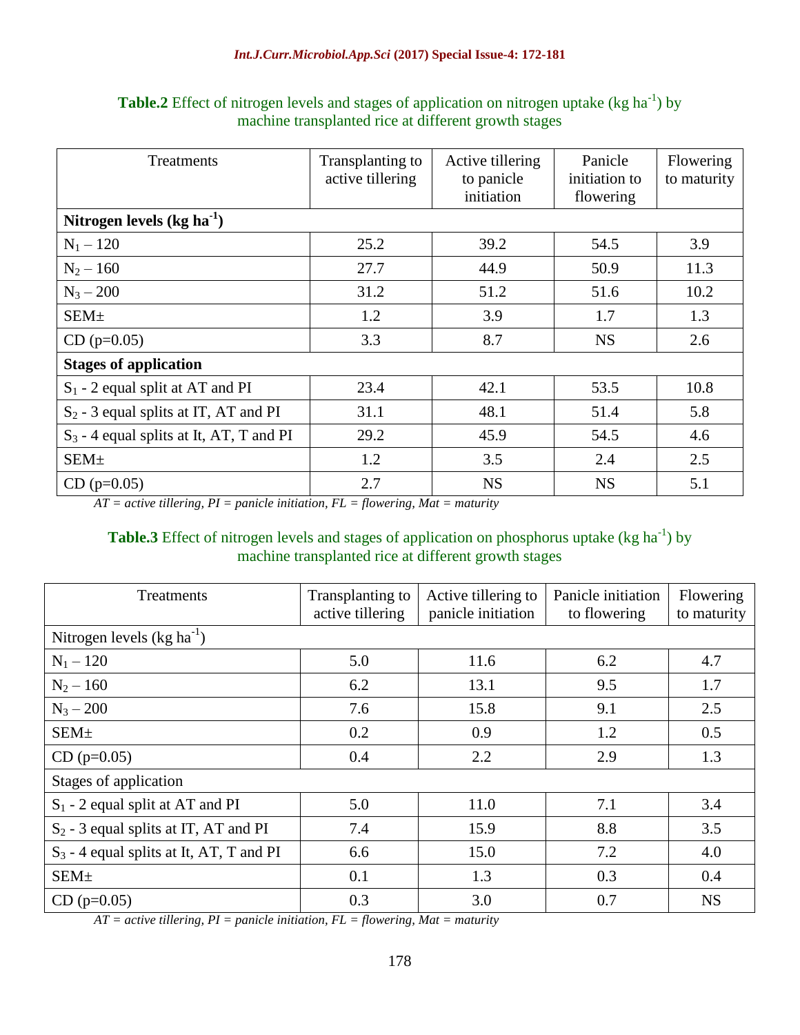**Table.2** Effect of nitrogen levels and stages of application on nitrogen uptake (kg ha$^{-1}$) by machine transplanted rice at different growth stages

| Treatments | Transplanting to active tillering | Active tillering to panicle initiation | Panicle initiation to flowering | Flowering to maturity |
|---|---|---|---|---|
| **Nitrogen levels (kg ha$^{-1}$)** | | | | |
| $N_1$ – 120 | 25.2 | 39.2 | 54.5 | 3.9 |
| $N_2$ – 160 | 27.7 | 44.9 | 50.9 | 11.3 |
| $N_3$ – 200 | 31.2 | 51.2 | 51.6 | 10.2 |
| SEM± | 1.2 | 3.9 | 1.7 | 1.3 |
| CD (p=0.05) | 3.3 | 8.7 | NS | 2.6 |
| **Stages of application** | | | | |
| $S_1$ - 2 equal split at AT and PI | 23.4 | 42.1 | 53.5 | 10.8 |
| $S_2$ - 3 equal splits at IT, AT and PI | 31.1 | 48.1 | 51.4 | 5.8 |
| $S_3$ - 4 equal splits at It, AT, T and PI | 29.2 | 45.9 | 54.5 | 4.6 |
| SEM± | 1.2 | 3.5 | 2.4 | 2.5 |
| CD (p=0.05) | 2.7 | NS | NS | 5.1 |

*AT = active tillering, PI = panicle initiation, FL = flowering, Mat = maturity*

**Table.3** Effect of nitrogen levels and stages of application on phosphorus uptake (kg ha$^{-1}$) by machine transplanted rice at different growth stages

| Treatments | Transplanting to active tillering | Active tillering to panicle initiation | Panicle initiation to flowering | Flowering to maturity |
|---|---|---|---|---|
| Nitrogen levels (kg ha$^{-1}$) | | | | |
| $N_1$ – 120 | 5.0 | 11.6 | 6.2 | 4.7 |
| $N_2$ – 160 | 6.2 | 13.1 | 9.5 | 1.7 |
| $N_3$ – 200 | 7.6 | 15.8 | 9.1 | 2.5 |
| SEM± | 0.2 | 0.9 | 1.2 | 0.5 |
| CD (p=0.05) | 0.4 | 2.2 | 2.9 | 1.3 |
| Stages of application | | | | |
| $S_1$ - 2 equal split at AT and PI | 5.0 | 11.0 | 7.1 | 3.4 |
| $S_2$ - 3 equal splits at IT, AT and PI | 7.4 | 15.9 | 8.8 | 3.5 |
| $S_3$ - 4 equal splits at It, AT, T and PI | 6.6 | 15.0 | 7.2 | 4.0 |
| SEM± | 0.1 | 1.3 | 0.3 | 0.4 |
| CD (p=0.05) | 0.3 | 3.0 | 0.7 | NS |

*AT = active tillering, PI = panicle initiation, FL = flowering, Mat = maturity*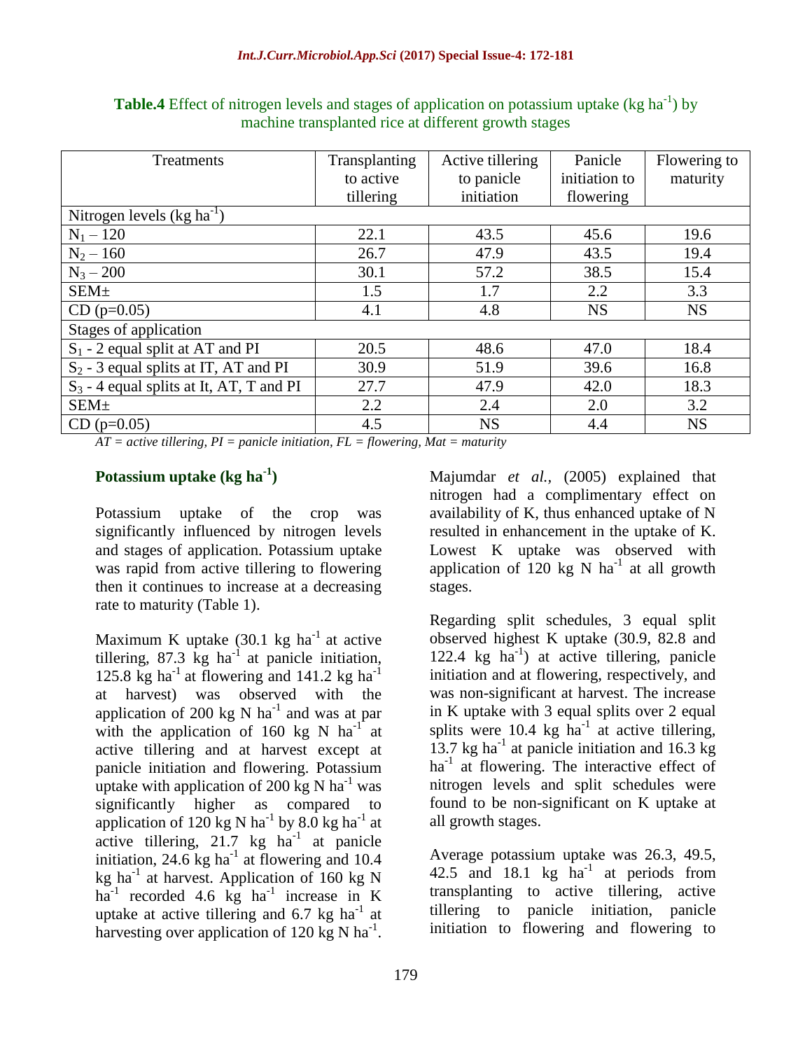**Table.4** Effect of nitrogen levels and stages of application on potassium uptake (kg $ha^{-1}$) by machine transplanted rice at different growth stages

| Treatments | Transplanting to active tillering | Active tillering to panicle initiation | Panicle initiation to flowering | Flowering to maturity |
|---|---|---|---|---|
| Nitrogen levels (kg $ha^{-1}$) | | | | |
| $N_1$ – 120 | 22.1 | 43.5 | 45.6 | 19.6 |
| $N_2$ – 160 | 26.7 | 47.9 | 43.5 | 19.4 |
| $N_3$ – 200 | 30.1 | 57.2 | 38.5 | 15.4 |
| SEM± | 1.5 | 1.7 | 2.2 | 3.3 |
| CD (p=0.05) | 4.1 | 4.8 | NS | NS |
| Stages of application | | | | |
| $S_1$ - 2 equal split at AT and PI | 20.5 | 48.6 | 47.0 | 18.4 |
| $S_2$ - 3 equal splits at IT, AT and PI | 30.9 | 51.9 | 39.6 | 16.8 |
| $S_3$ - 4 equal splits at It, AT, T and PI | 27.7 | 47.9 | 42.0 | 18.3 |
| SEM± | 2.2 | 2.4 | 2.0 | 3.2 |
| CD (p=0.05) | 4.5 | NS | 4.4 | NS |

*AT = active tillering, PI = panicle initiation, FL = flowering, Mat = maturity*

### Potassium uptake (kg $ha^{-1}$)

Potassium uptake of the crop was significantly influenced by nitrogen levels and stages of application. Potassium uptake was rapid from active tillering to flowering then it continues to increase at a decreasing rate to maturity (Table 1).

Maximum K uptake (30.1 kg $ha^{-1}$ at active tillering, 87.3 kg $ha^{-1}$ at panicle initiation, 125.8 kg $ha^{-1}$ at flowering and 141.2 kg $ha^{-1}$ at harvest) was observed with the application of 200 kg N $ha^{-1}$ and was at par with the application of 160 kg N $ha^{-1}$ at active tillering and at harvest except at panicle initiation and flowering. Potassium uptake with application of 200 kg N $ha^{-1}$ was significantly higher as compared to application of 120 kg N $ha^{-1}$ by 8.0 kg $ha^{-1}$ at active tillering, 21.7 kg $ha^{-1}$ at panicle initiation, 24.6 kg $ha^{-1}$ at flowering and 10.4 kg $ha^{-1}$ at harvest. Application of 160 kg N $ha^{-1}$ recorded 4.6 kg $ha^{-1}$ increase in K uptake at active tillering and 6.7 kg $ha^{-1}$ at harvesting over application of 120 kg N $ha^{-1}$. Majumdar *et al.,* (2005) explained that nitrogen had a complimentary effect on availability of K, thus enhanced uptake of N resulted in enhancement in the uptake of K. Lowest K uptake was observed with application of 120 kg N $ha^{-1}$ at all growth stages.

Regarding split schedules, 3 equal split observed highest K uptake (30.9, 82.8 and 122.4 kg $ha^{-1}$) at active tillering, panicle initiation and at flowering, respectively, and was non-significant at harvest. The increase in K uptake with 3 equal splits over 2 equal splits were 10.4 kg $ha^{-1}$ at active tillering, 13.7 kg $ha^{-1}$ at panicle initiation and 16.3 kg $ha^{-1}$ at flowering. The interactive effect of nitrogen levels and split schedules were found to be non-significant on K uptake at all growth stages.

Average potassium uptake was 26.3, 49.5, 42.5 and 18.1 kg $ha^{-1}$ at periods from transplanting to active tillering, active tillering to panicle initiation, panicle initiation to flowering and flowering to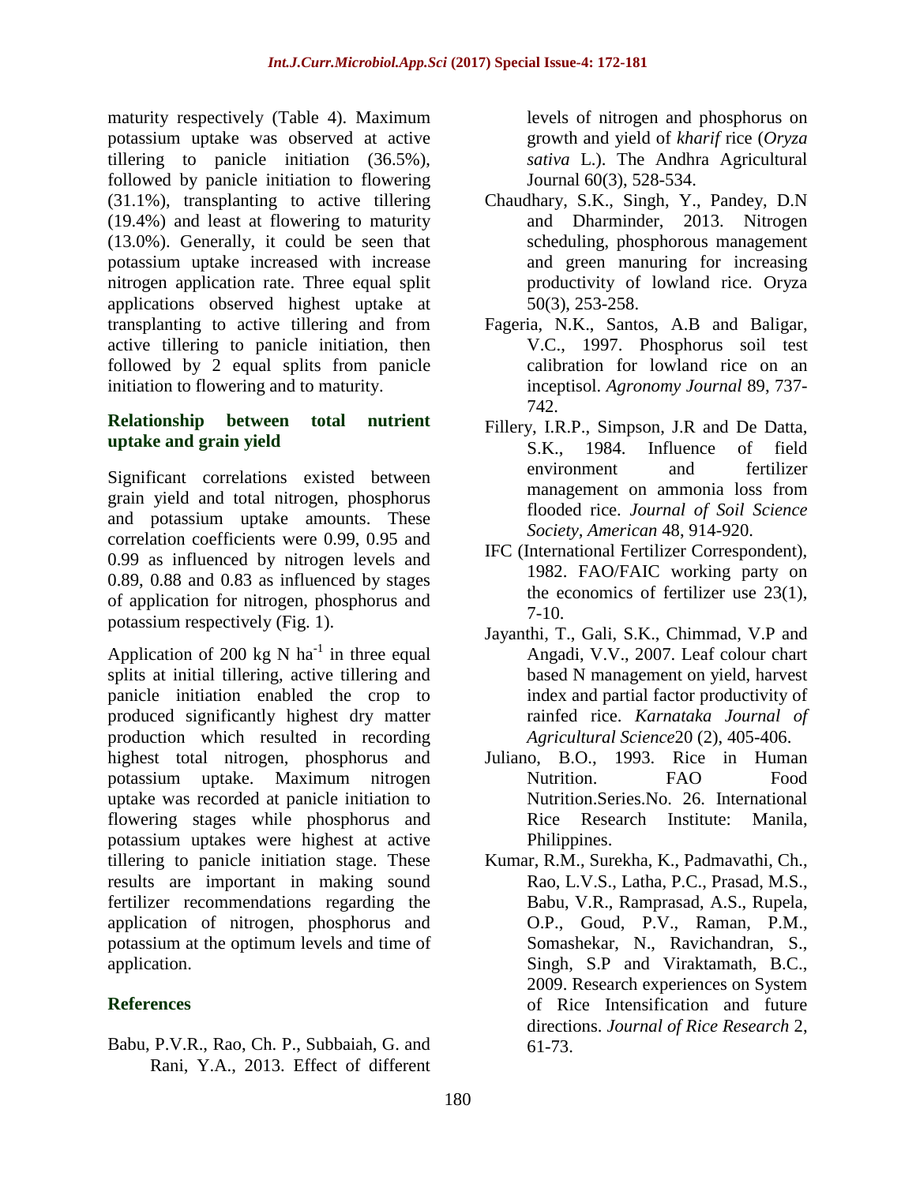maturity respectively (Table 4). Maximum potassium uptake was observed at active tillering to panicle initiation (36.5%), followed by panicle initiation to flowering (31.1%), transplanting to active tillering (19.4%) and least at flowering to maturity (13.0%). Generally, it could be seen that potassium uptake increased with increase nitrogen application rate. Three equal split applications observed highest uptake at transplanting to active tillering and from active tillering to panicle initiation, then followed by 2 equal splits from panicle initiation to flowering and to maturity.

### Relationship between total nutrient uptake and grain yield

Significant correlations existed between grain yield and total nitrogen, phosphorus and potassium uptake amounts. These correlation coefficients were 0.99, 0.95 and 0.99 as influenced by nitrogen levels and 0.89, 0.88 and 0.83 as influenced by stages of application for nitrogen, phosphorus and potassium respectively (Fig. 1).

Application of 200 kg N $ha^{-1}$ in three equal splits at initial tillering, active tillering and panicle initiation enabled the crop to produced significantly highest dry matter production which resulted in recording highest total nitrogen, phosphorus and potassium uptake. Maximum nitrogen uptake was recorded at panicle initiation to flowering stages while phosphorus and potassium uptakes were highest at active tillering to panicle initiation stage. These results are important in making sound fertilizer recommendations regarding the application of nitrogen, phosphorus and potassium at the optimum levels and time of application.

## References

Babu, P.V.R., Rao, Ch. P., Subbaiah, G. and Rani, Y.A., 2013. Effect of different levels of nitrogen and phosphorus on growth and yield of *kharif* rice (*Oryza sativa* L.). The Andhra Agricultural Journal 60(3), 528-534.

Chaudhary, S.K., Singh, Y., Pandey, D.N and Dharminder, 2013. Nitrogen scheduling, phosphorous management and green manuring for increasing productivity of lowland rice. Oryza 50(3), 253-258.

Fageria, N.K., Santos, A.B and Baligar, V.C., 1997. Phosphorus soil test calibration for lowland rice on an inceptisol. *Agronomy Journal* 89, 737-742.

Fillery, I.R.P., Simpson, J.R and De Datta, S.K., 1984. Influence of field environment and fertilizer management on ammonia loss from flooded rice. *Journal of Soil Science Society, American* 48, 914-920.

IFC (International Fertilizer Correspondent), 1982. FAO/FAIC working party on the economics of fertilizer use 23(1), 7-10.

Jayanthi, T., Gali, S.K., Chimmad, V.P and Angadi, V.V., 2007. Leaf colour chart based N management on yield, harvest index and partial factor productivity of rainfed rice. *Karnataka Journal of Agricultural Science*20 (2), 405-406.

Juliano, B.O., 1993. Rice in Human Nutrition. FAO Food Nutrition.Series.No. 26. International Rice Research Institute: Manila, Philippines.

Kumar, R.M., Surekha, K., Padmavathi, Ch., Rao, L.V.S., Latha, P.C., Prasad, M.S., Babu, V.R., Ramprasad, A.S., Rupela, O.P., Goud, P.V., Raman, P.M., Somashekar, N., Ravichandran, S., Singh, S.P and Viraktamath, B.C., 2009. Research experiences on System of Rice Intensification and future directions. *Journal of Rice Research* 2, 61-73.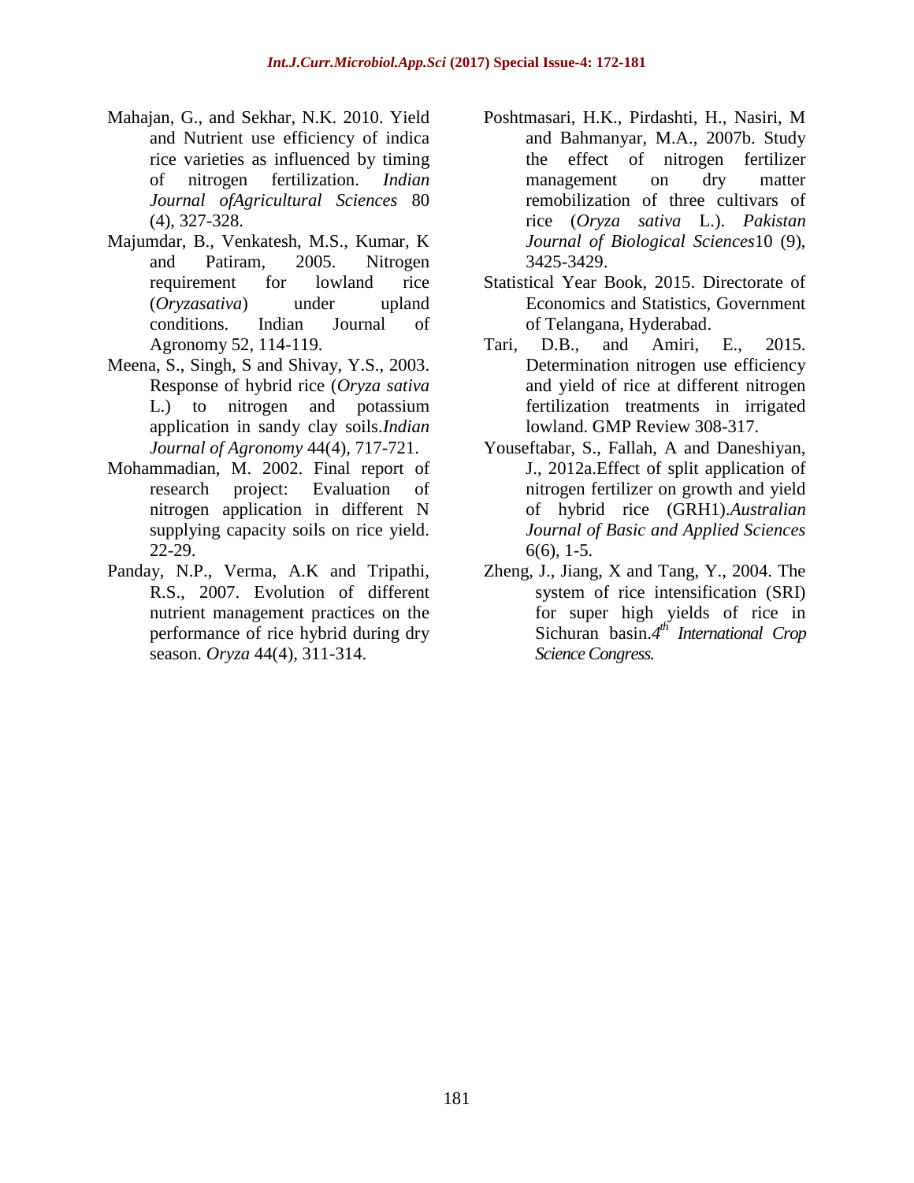Mahajan, G., and Sekhar, N.K. 2010. Yield and Nutrient use efficiency of indica rice varieties as influenced by timing of nitrogen fertilization. *Indian Journal ofAgricultural Sciences* 80 (4), 327-328.

Majumdar, B., Venkatesh, M.S., Kumar, K and Patiram, 2005. Nitrogen requirement for lowland rice (*Oryzasativa*) under upland conditions. Indian Journal of Agronomy 52, 114-119.

Meena, S., Singh, S and Shivay, Y.S., 2003. Response of hybrid rice (*Oryza sativa* L.) to nitrogen and potassium application in sandy clay soils.*Indian Journal of Agronomy* 44(4), 717-721.

Mohammadian, M. 2002. Final report of research project: Evaluation of nitrogen application in different N supplying capacity soils on rice yield. 22-29.

Panday, N.P., Verma, A.K and Tripathi, R.S., 2007. Evolution of different nutrient management practices on the performance of rice hybrid during dry season. *Oryza* 44(4), 311-314.

Poshtmasari, H.K., Pirdashti, H., Nasiri, M and Bahmanyar, M.A., 2007b. Study the effect of nitrogen fertilizer management on dry matter remobilization of three cultivars of rice (*Oryza sativa* L.). *Pakistan Journal of Biological Sciences*10 (9), 3425-3429.

Statistical Year Book, 2015. Directorate of Economics and Statistics, Government of Telangana, Hyderabad.

Tari, D.B., and Amiri, E., 2015. Determination nitrogen use efficiency and yield of rice at different nitrogen fertilization treatments in irrigated lowland. GMP Review 308-317.

Youseftabar, S., Fallah, A and Daneshiyan, J., 2012a.Effect of split application of nitrogen fertilizer on growth and yield of hybrid rice (GRH1).*Australian Journal of Basic and Applied Sciences* 6(6), 1-5.

Zheng, J., Jiang, X and Tang, Y., 2004. The system of rice intensification (SRI) for super high yields of rice in Sichuran basin.*4th International Crop Science Congress.*